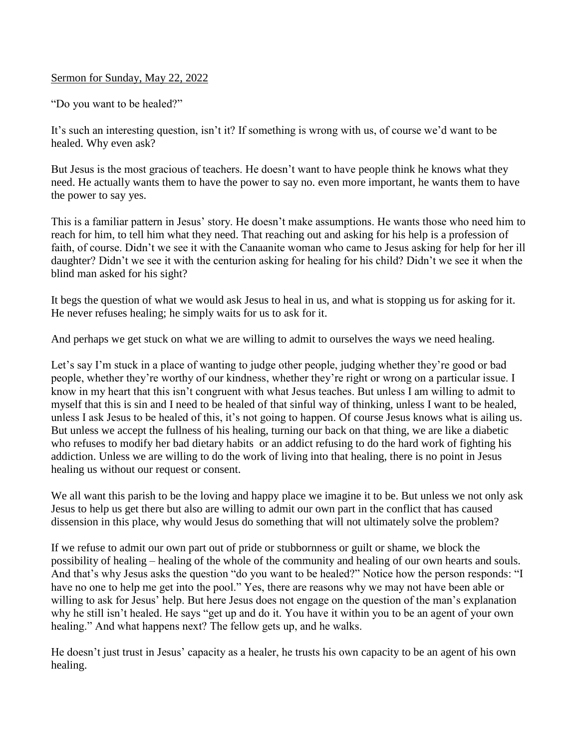Sermon for Sunday, May 22, 2022

"Do you want to be healed?"

It's such an interesting question, isn't it? If something is wrong with us, of course we'd want to be healed. Why even ask?

But Jesus is the most gracious of teachers. He doesn't want to have people think he knows what they need. He actually wants them to have the power to say no. even more important, he wants them to have the power to say yes.

This is a familiar pattern in Jesus' story. He doesn't make assumptions. He wants those who need him to reach for him, to tell him what they need. That reaching out and asking for his help is a profession of faith, of course. Didn't we see it with the Canaanite woman who came to Jesus asking for help for her ill daughter? Didn't we see it with the centurion asking for healing for his child? Didn't we see it when the blind man asked for his sight?

It begs the question of what we would ask Jesus to heal in us, and what is stopping us for asking for it. He never refuses healing; he simply waits for us to ask for it.

And perhaps we get stuck on what we are willing to admit to ourselves the ways we need healing.

Let's say I'm stuck in a place of wanting to judge other people, judging whether they're good or bad people, whether they're worthy of our kindness, whether they're right or wrong on a particular issue. I know in my heart that this isn't congruent with what Jesus teaches. But unless I am willing to admit to myself that this is sin and I need to be healed of that sinful way of thinking, unless I want to be healed, unless I ask Jesus to be healed of this, it's not going to happen. Of course Jesus knows what is ailing us. But unless we accept the fullness of his healing, turning our back on that thing, we are like a diabetic who refuses to modify her bad dietary habits or an addict refusing to do the hard work of fighting his addiction. Unless we are willing to do the work of living into that healing, there is no point in Jesus healing us without our request or consent.

We all want this parish to be the loving and happy place we imagine it to be. But unless we not only ask Jesus to help us get there but also are willing to admit our own part in the conflict that has caused dissension in this place, why would Jesus do something that will not ultimately solve the problem?

If we refuse to admit our own part out of pride or stubbornness or guilt or shame, we block the possibility of healing – healing of the whole of the community and healing of our own hearts and souls. And that's why Jesus asks the question "do you want to be healed?" Notice how the person responds: "I have no one to help me get into the pool." Yes, there are reasons why we may not have been able or willing to ask for Jesus' help. But here Jesus does not engage on the question of the man's explanation why he still isn't healed. He says "get up and do it. You have it within you to be an agent of your own healing." And what happens next? The fellow gets up, and he walks.

He doesn't just trust in Jesus' capacity as a healer, he trusts his own capacity to be an agent of his own healing.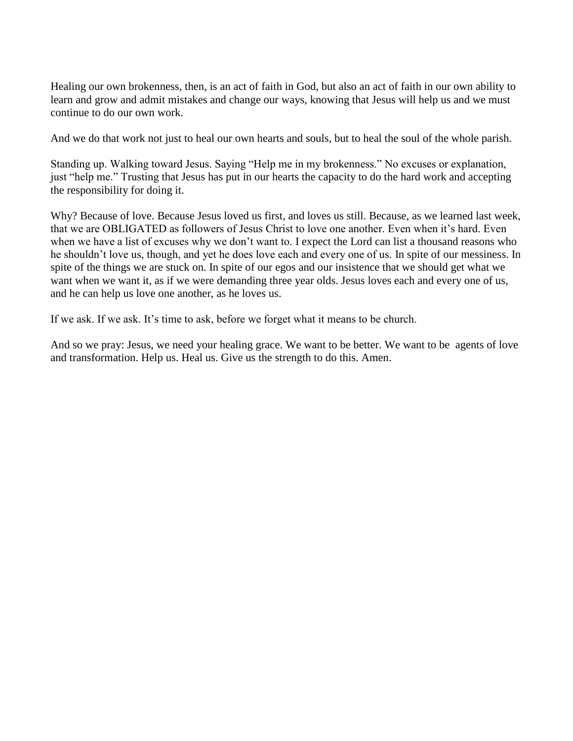Healing our own brokenness, then, is an act of faith in God, but also an act of faith in our own ability to learn and grow and admit mistakes and change our ways, knowing that Jesus will help us and we must continue to do our own work.

And we do that work not just to heal our own hearts and souls, but to heal the soul of the whole parish.

Standing up. Walking toward Jesus. Saying "Help me in my brokenness." No excuses or explanation, just "help me." Trusting that Jesus has put in our hearts the capacity to do the hard work and accepting the responsibility for doing it.

Why? Because of love. Because Jesus loved us first, and loves us still. Because, as we learned last week, that we are OBLIGATED as followers of Jesus Christ to love one another. Even when it's hard. Even when we have a list of excuses why we don't want to. I expect the Lord can list a thousand reasons who he shouldn't love us, though, and yet he does love each and every one of us. In spite of our messiness. In spite of the things we are stuck on. In spite of our egos and our insistence that we should get what we want when we want it, as if we were demanding three year olds. Jesus loves each and every one of us, and he can help us love one another, as he loves us.

If we ask. If we ask. It's time to ask, before we forget what it means to be church.

And so we pray: Jesus, we need your healing grace. We want to be better. We want to be agents of love and transformation. Help us. Heal us. Give us the strength to do this. Amen.